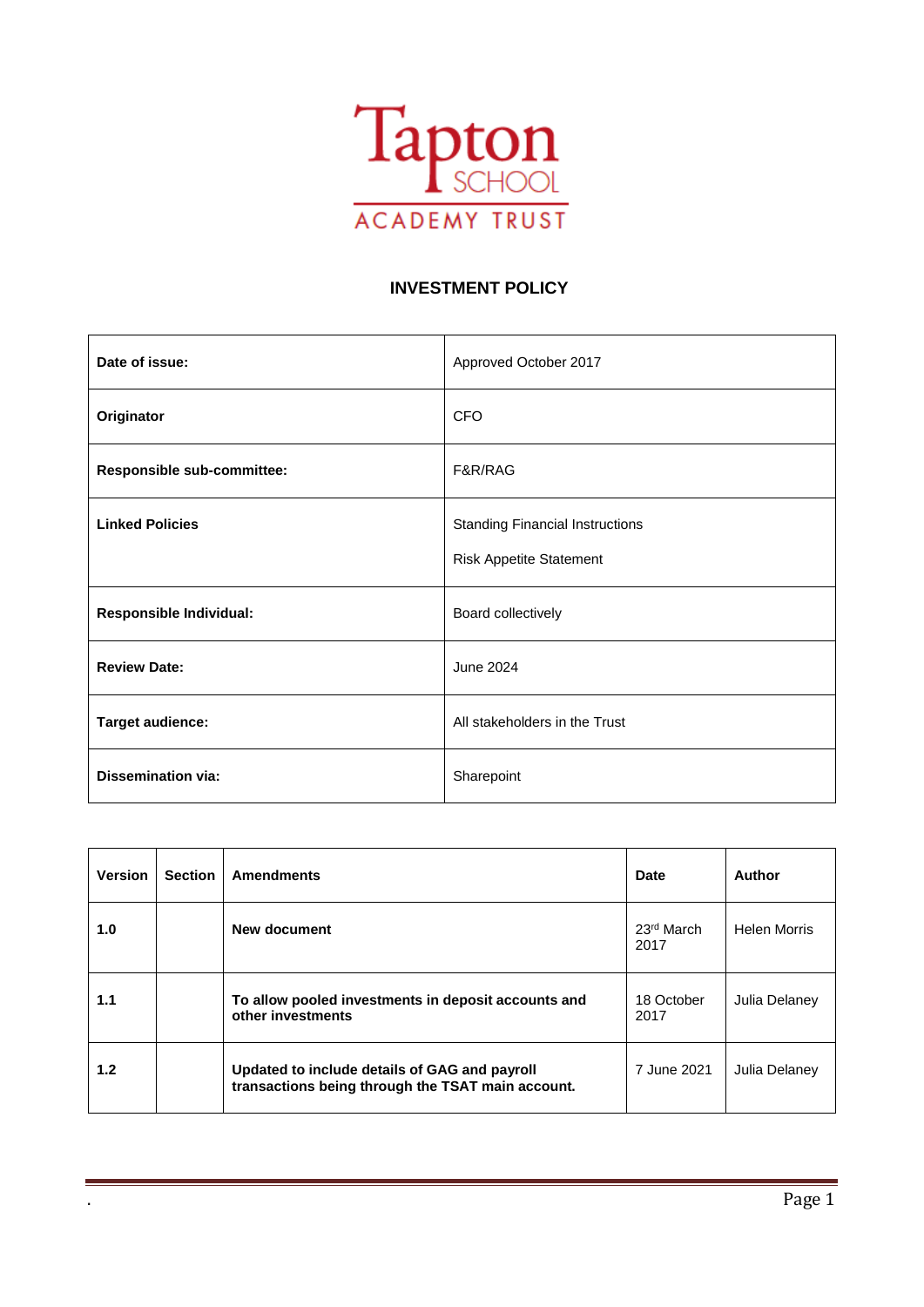Tapton SCHOOL ACADEMY TRUST

# INVESTMENT POLICY

| | |
|---|---|
| **Date of issue:** | Approved October 2017 |
| **Originator** | CFO |
| **Responsible sub-committee:** | F&R/RAG |
| **Linked Policies** | Standing Financial Instructions<br><br>Risk Appetite Statement |
| **Responsible Individual:** | Board collectively |
| **Review Date:** | June 2024 |
| **Target audience:** | All stakeholders in the Trust |
| **Dissemination via:** | Sharepoint |

| Version | Section | Amendments | Date | Author |
|---|---|---|---|---|
| **1.0** | | **New document** | 23rd March 2017 | Helen Morris |
| **1.1** | | **To allow pooled investments in deposit accounts and other investments** | 18 October 2017 | Julia Delaney |
| **1.2** | | **Updated to include details of GAG and payroll transactions being through the TSAT main account.** | 7 June 2021 | Julia Delaney |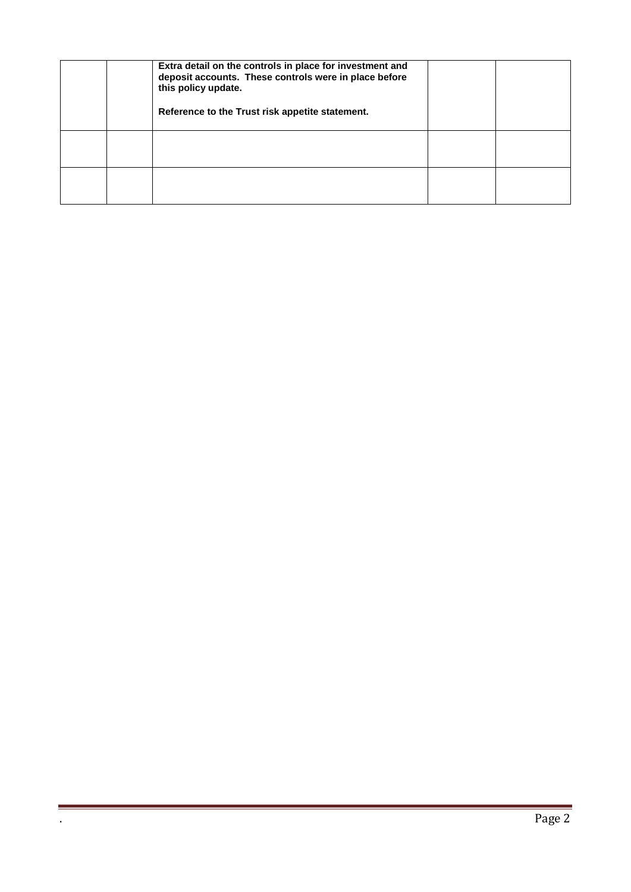| | | | | |
|---|---|---|---|---|
| | | **Extra detail on the controls in place for investment and deposit accounts. These controls were in place before this policy update.**<br><br>**Reference to the Trust risk appetite statement.** | | |
| | | | | |
| | | | | |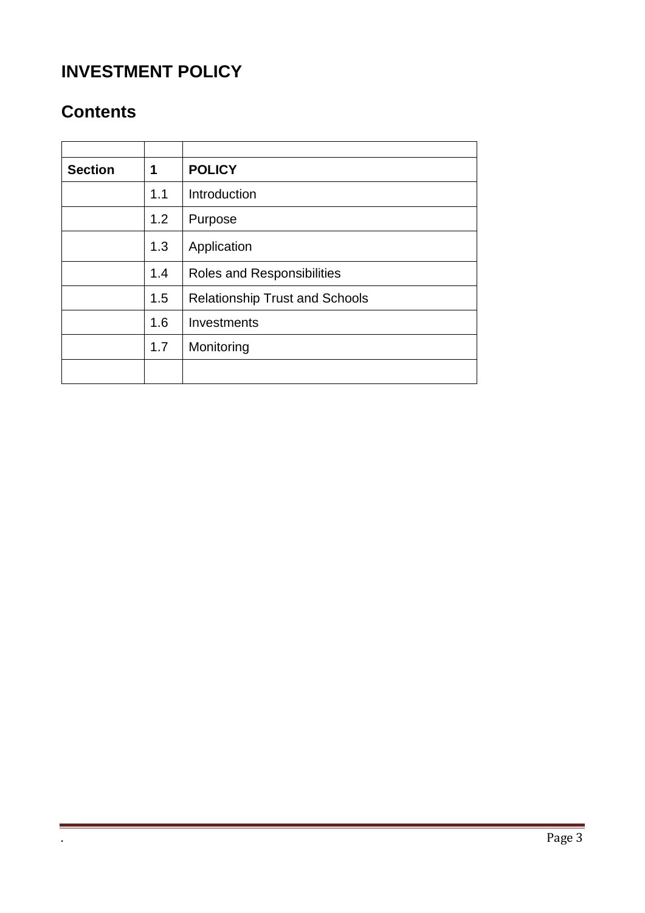# INVESTMENT POLICY

## Contents

| | | |
|---|---|---|
| **Section** | **1** | **POLICY** |
| | 1.1 | Introduction |
| | 1.2 | Purpose |
| | 1.3 | Application |
| | 1.4 | Roles and Responsibilities |
| | 1.5 | Relationship Trust and Schools |
| | 1.6 | Investments |
| | 1.7 | Monitoring |
| | | |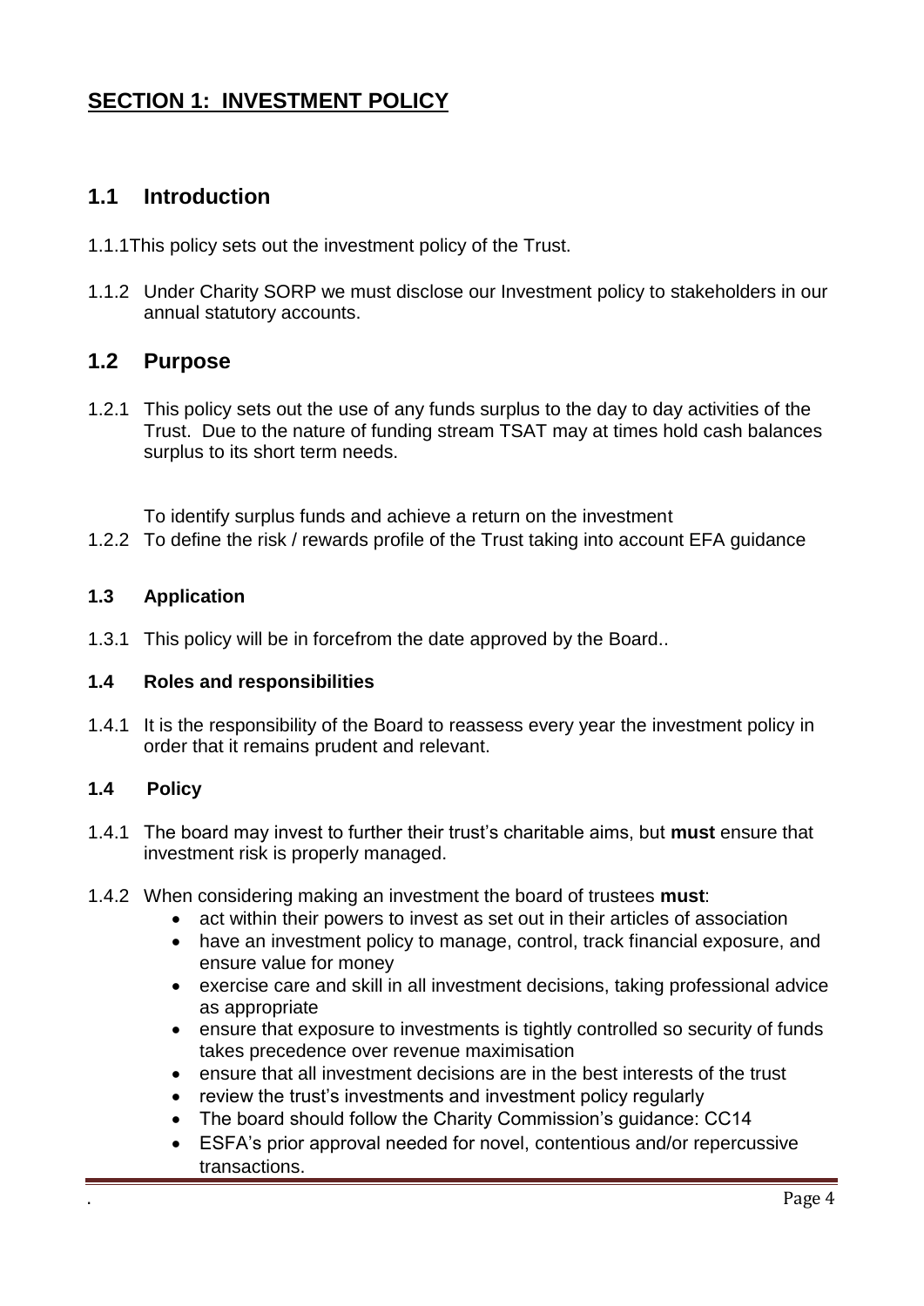# SECTION 1: INVESTMENT POLICY

## 1.1 Introduction

1.1.1This policy sets out the investment policy of the Trust.

1.1.2 Under Charity SORP we must disclose our Investment policy to stakeholders in our annual statutory accounts.

## 1.2 Purpose

1.2.1 This policy sets out the use of any funds surplus to the day to day activities of the Trust. Due to the nature of funding stream TSAT may at times hold cash balances surplus to its short term needs.

To identify surplus funds and achieve a return on the investment

1.2.2 To define the risk / rewards profile of the Trust taking into account EFA guidance

### 1.3 Application

1.3.1 This policy will be in forcefrom the date approved by the Board..

### 1.4 Roles and responsibilities

1.4.1 It is the responsibility of the Board to reassess every year the investment policy in order that it remains prudent and relevant.

### 1.4 Policy

1.4.1 The board may invest to further their trust's charitable aims, but **must** ensure that investment risk is properly managed.

1.4.2 When considering making an investment the board of trustees **must**:

- act within their powers to invest as set out in their articles of association
- have an investment policy to manage, control, track financial exposure, and ensure value for money
- exercise care and skill in all investment decisions, taking professional advice as appropriate
- ensure that exposure to investments is tightly controlled so security of funds takes precedence over revenue maximisation
- ensure that all investment decisions are in the best interests of the trust
- review the trust's investments and investment policy regularly
- The board should follow the Charity Commission's guidance: CC14
- ESFA's prior approval needed for novel, contentious and/or repercussive transactions.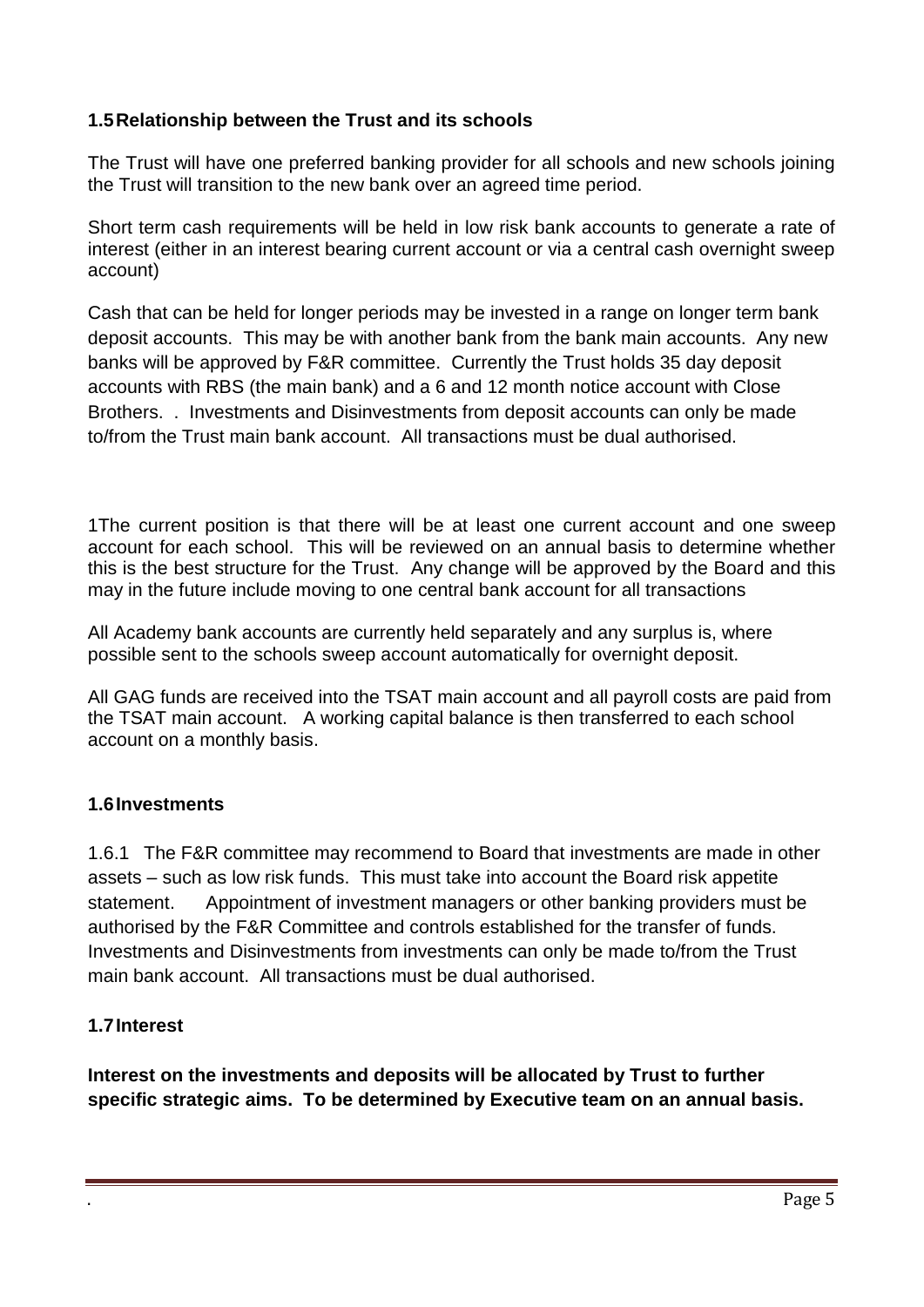### 1.5 Relationship between the Trust and its schools

The Trust will have one preferred banking provider for all schools and new schools joining the Trust will transition to the new bank over an agreed time period.

Short term cash requirements will be held in low risk bank accounts to generate a rate of interest (either in an interest bearing current account or via a central cash overnight sweep account)

Cash that can be held for longer periods may be invested in a range on longer term bank deposit accounts. This may be with another bank from the bank main accounts. Any new banks will be approved by F&R committee. Currently the Trust holds 35 day deposit accounts with RBS (the main bank) and a 6 and 12 month notice account with Close Brothers. . Investments and Disinvestments from deposit accounts can only be made to/from the Trust main bank account. All transactions must be dual authorised.

1The current position is that there will be at least one current account and one sweep account for each school. This will be reviewed on an annual basis to determine whether this is the best structure for the Trust. Any change will be approved by the Board and this may in the future include moving to one central bank account for all transactions

All Academy bank accounts are currently held separately and any surplus is, where possible sent to the schools sweep account automatically for overnight deposit.

All GAG funds are received into the TSAT main account and all payroll costs are paid from the TSAT main account. A working capital balance is then transferred to each school account on a monthly basis.

### 1.6 Investments

1.6.1 The F&R committee may recommend to Board that investments are made in other assets – such as low risk funds. This must take into account the Board risk appetite statement. Appointment of investment managers or other banking providers must be authorised by the F&R Committee and controls established for the transfer of funds. Investments and Disinvestments from investments can only be made to/from the Trust main bank account. All transactions must be dual authorised.

### 1.7 Interest

**Interest on the investments and deposits will be allocated by Trust to further specific strategic aims. To be determined by Executive team on an annual basis.**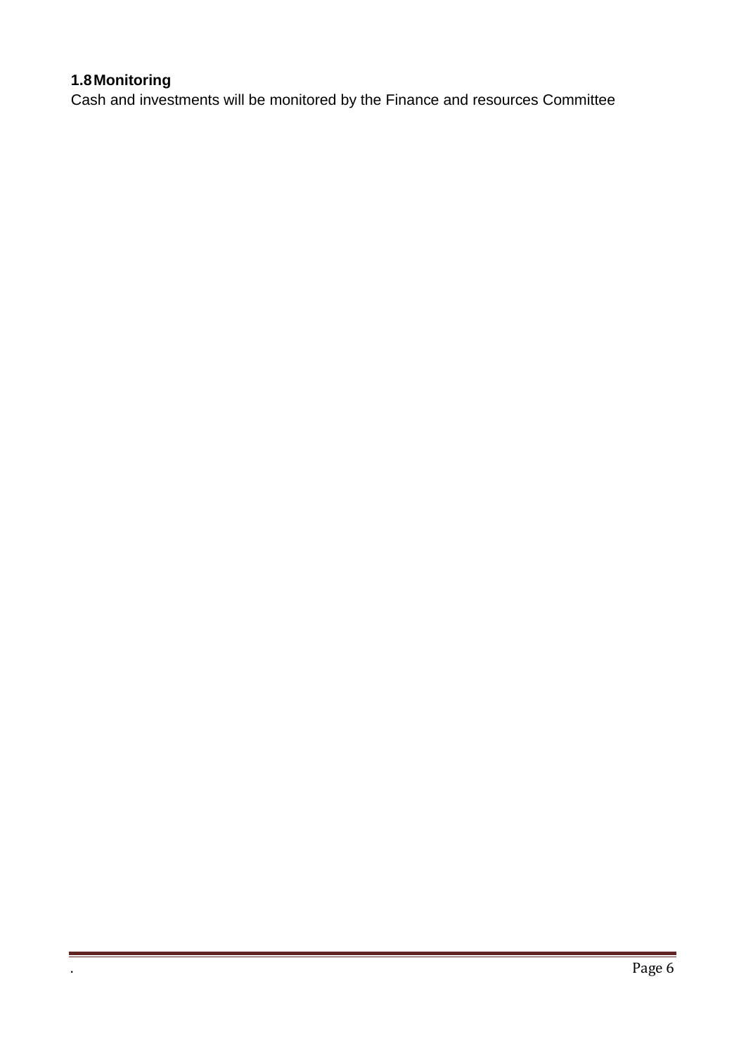## 1.8 Monitoring

Cash and investments will be monitored by the Finance and resources Committee